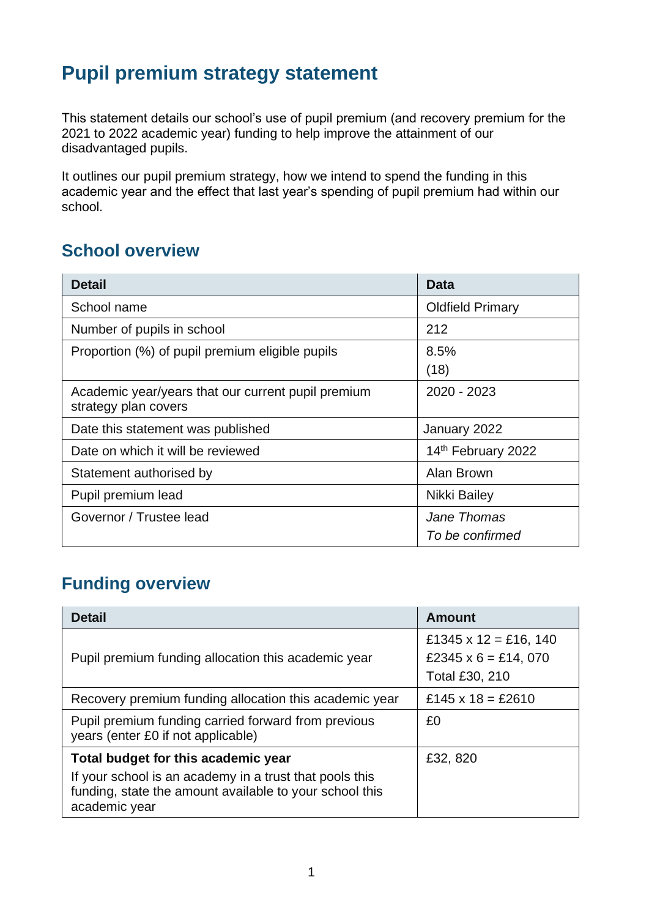# Pupil premium strategy statement

This statement details our school's use of pupil premium (and recovery premium for the 2021 to 2022 academic year) funding to help improve the attainment of our disadvantaged pupils.

It outlines our pupil premium strategy, how we intend to spend the funding in this academic year and the effect that last year's spending of pupil premium had within our school.

## School overview

| Detail | Data |
|---|---|
| School name | Oldfield Primary |
| Number of pupils in school | 212 |
| Proportion (%) of pupil premium eligible pupils | 8.5%<br>(18) |
| Academic year/years that our current pupil premium strategy plan covers | 2020 - 2023 |
| Date this statement was published | January 2022 |
| Date on which it will be reviewed | 14th February 2022 |
| Statement authorised by | Alan Brown |
| Pupil premium lead | Nikki Bailey |
| Governor / Trustee lead | *Jane Thomas*<br>*To be confirmed* |

## Funding overview

| Detail | Amount |
|---|---|
| Pupil premium funding allocation this academic year | £1345 x 12 = £16, 140<br>£2345 x 6 = £14, 070<br>Total £30, 210 |
| Recovery premium funding allocation this academic year | £145 x 18 = £2610 |
| Pupil premium funding carried forward from previous years (enter £0 if not applicable) | £0 |
| **Total budget for this academic year**<br>If your school is an academy in a trust that pools this funding, state the amount available to your school this academic year | £32, 820 |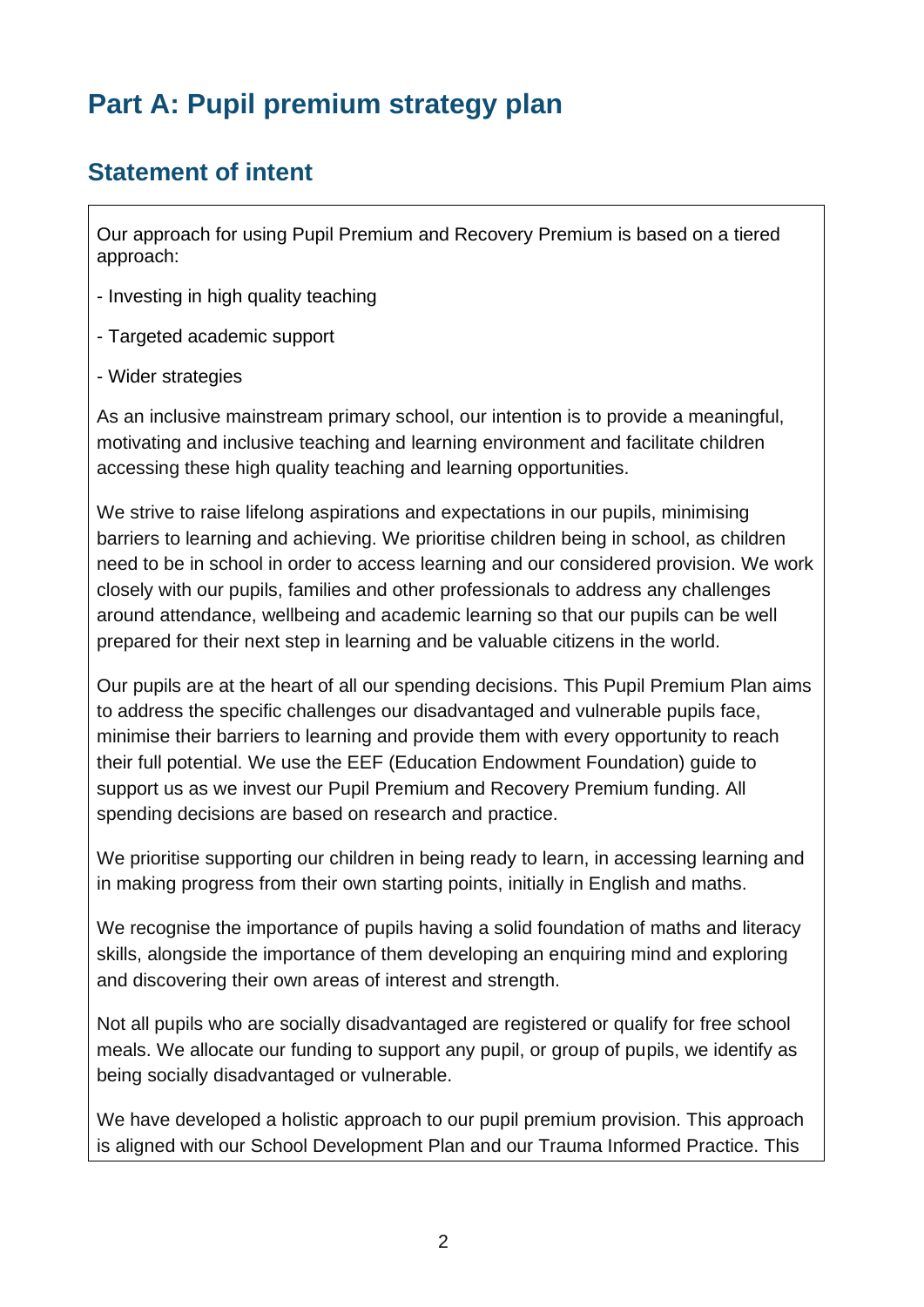# Part A: Pupil premium strategy plan

## Statement of intent

Our approach for using Pupil Premium and Recovery Premium is based on a tiered approach:

- Investing in high quality teaching

- Targeted academic support

- Wider strategies

As an inclusive mainstream primary school, our intention is to provide a meaningful, motivating and inclusive teaching and learning environment and facilitate children accessing these high quality teaching and learning opportunities.

We strive to raise lifelong aspirations and expectations in our pupils, minimising barriers to learning and achieving. We prioritise children being in school, as children need to be in school in order to access learning and our considered provision. We work closely with our pupils, families and other professionals to address any challenges around attendance, wellbeing and academic learning so that our pupils can be well prepared for their next step in learning and be valuable citizens in the world.

Our pupils are at the heart of all our spending decisions. This Pupil Premium Plan aims to address the specific challenges our disadvantaged and vulnerable pupils face, minimise their barriers to learning and provide them with every opportunity to reach their full potential. We use the EEF (Education Endowment Foundation) guide to support us as we invest our Pupil Premium and Recovery Premium funding. All spending decisions are based on research and practice.

We prioritise supporting our children in being ready to learn, in accessing learning and in making progress from their own starting points, initially in English and maths.

We recognise the importance of pupils having a solid foundation of maths and literacy skills, alongside the importance of them developing an enquiring mind and exploring and discovering their own areas of interest and strength.

Not all pupils who are socially disadvantaged are registered or qualify for free school meals. We allocate our funding to support any pupil, or group of pupils, we identify as being socially disadvantaged or vulnerable.

We have developed a holistic approach to our pupil premium provision. This approach is aligned with our School Development Plan and our Trauma Informed Practice. This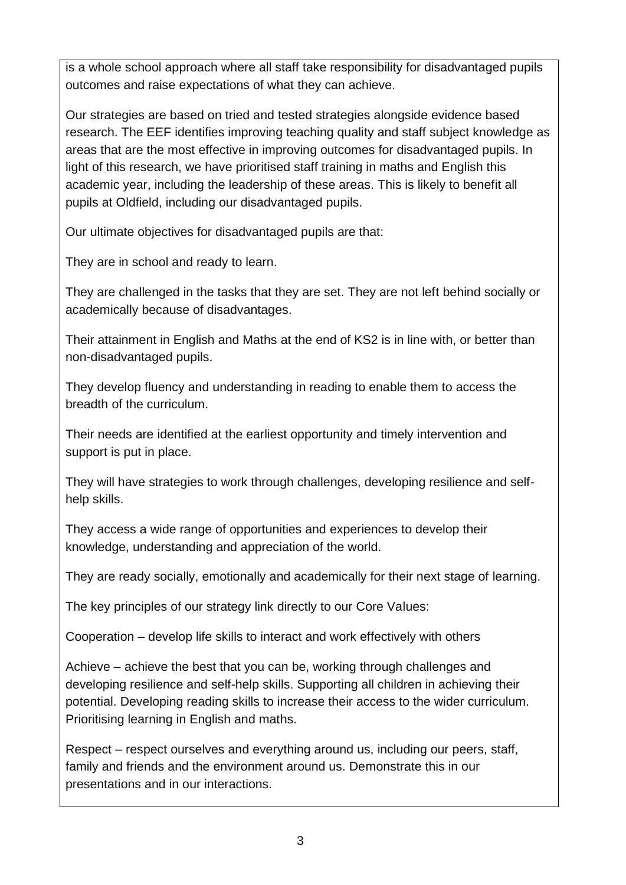is a whole school approach where all staff take responsibility for disadvantaged pupils outcomes and raise expectations of what they can achieve.

Our strategies are based on tried and tested strategies alongside evidence based research. The EEF identifies improving teaching quality and staff subject knowledge as areas that are the most effective in improving outcomes for disadvantaged pupils. In light of this research, we have prioritised staff training in maths and English this academic year, including the leadership of these areas. This is likely to benefit all pupils at Oldfield, including our disadvantaged pupils.

Our ultimate objectives for disadvantaged pupils are that:

They are in school and ready to learn.

They are challenged in the tasks that they are set. They are not left behind socially or academically because of disadvantages.

Their attainment in English and Maths at the end of KS2 is in line with, or better than non-disadvantaged pupils.

They develop fluency and understanding in reading to enable them to access the breadth of the curriculum.

Their needs are identified at the earliest opportunity and timely intervention and support is put in place.

They will have strategies to work through challenges, developing resilience and self-help skills.

They access a wide range of opportunities and experiences to develop their knowledge, understanding and appreciation of the world.

They are ready socially, emotionally and academically for their next stage of learning.

The key principles of our strategy link directly to our Core Values:

Cooperation – develop life skills to interact and work effectively with others

Achieve – achieve the best that you can be, working through challenges and developing resilience and self-help skills. Supporting all children in achieving their potential. Developing reading skills to increase their access to the wider curriculum. Prioritising learning in English and maths.

Respect – respect ourselves and everything around us, including our peers, staff, family and friends and the environment around us. Demonstrate this in our presentations and in our interactions.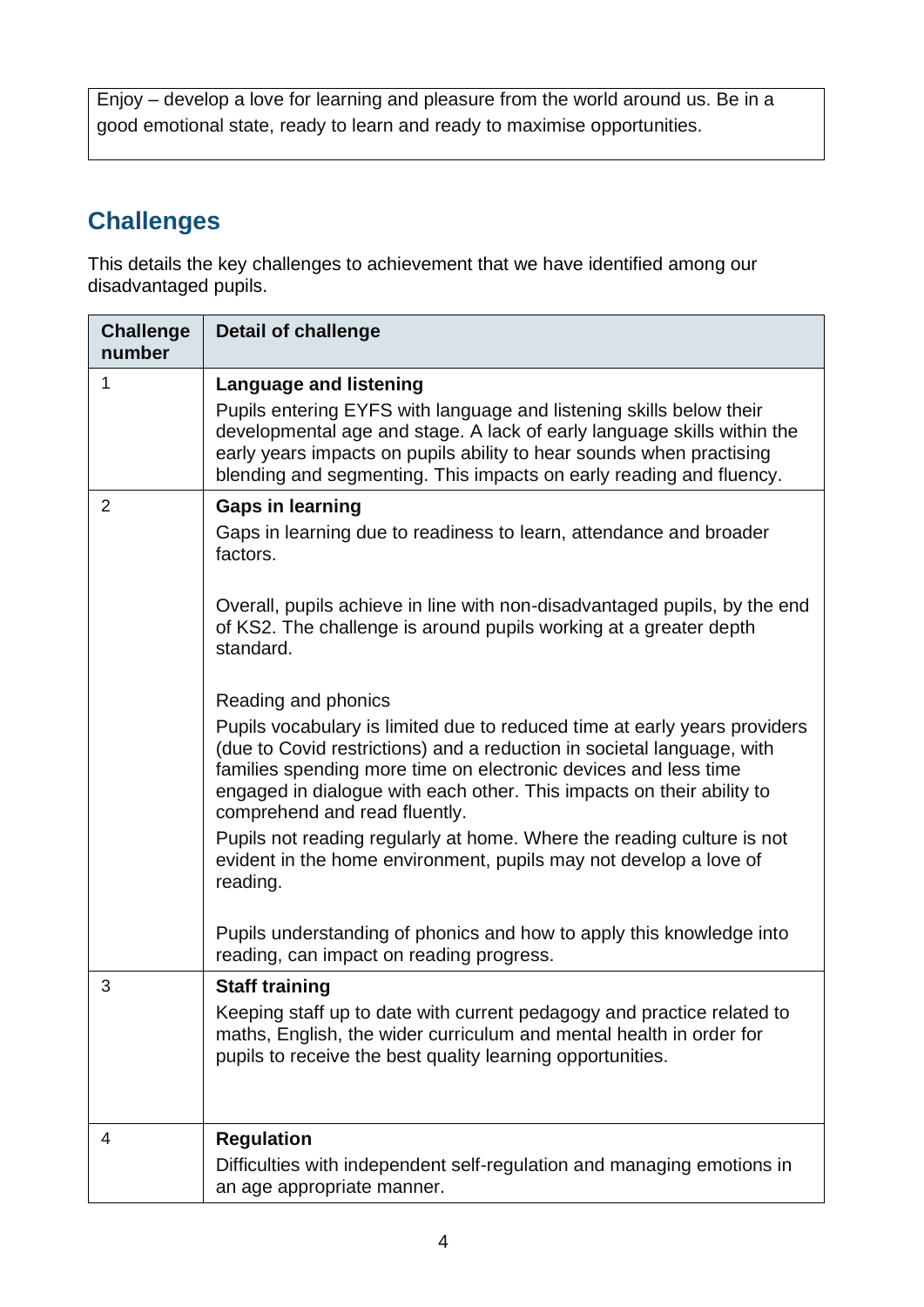| Enjoy – develop a love for learning and pleasure from the world around us. Be in a good emotional state, ready to learn and ready to maximise opportunities. |
|---|

## Challenges

This details the key challenges to achievement that we have identified among our disadvantaged pupils.

| Challenge number | Detail of challenge |
|---|---|
| 1 | **Language and listening**<br>Pupils entering EYFS with language and listening skills below their developmental age and stage. A lack of early language skills within the early years impacts on pupils ability to hear sounds when practising blending and segmenting. This impacts on early reading and fluency. |
| 2 | **Gaps in learning**<br>Gaps in learning due to readiness to learn, attendance and broader factors.<br><br>Overall, pupils achieve in line with non-disadvantaged pupils, by the end of KS2. The challenge is around pupils working at a greater depth standard.<br><br>Reading and phonics<br>Pupils vocabulary is limited due to reduced time at early years providers (due to Covid restrictions) and a reduction in societal language, with families spending more time on electronic devices and less time engaged in dialogue with each other. This impacts on their ability to comprehend and read fluently.<br>Pupils not reading regularly at home. Where the reading culture is not evident in the home environment, pupils may not develop a love of reading.<br><br>Pupils understanding of phonics and how to apply this knowledge into reading, can impact on reading progress. |
| 3 | **Staff training**<br>Keeping staff up to date with current pedagogy and practice related to maths, English, the wider curriculum and mental health in order for pupils to receive the best quality learning opportunities. |
| 4 | **Regulation**<br>Difficulties with independent self-regulation and managing emotions in an age appropriate manner. |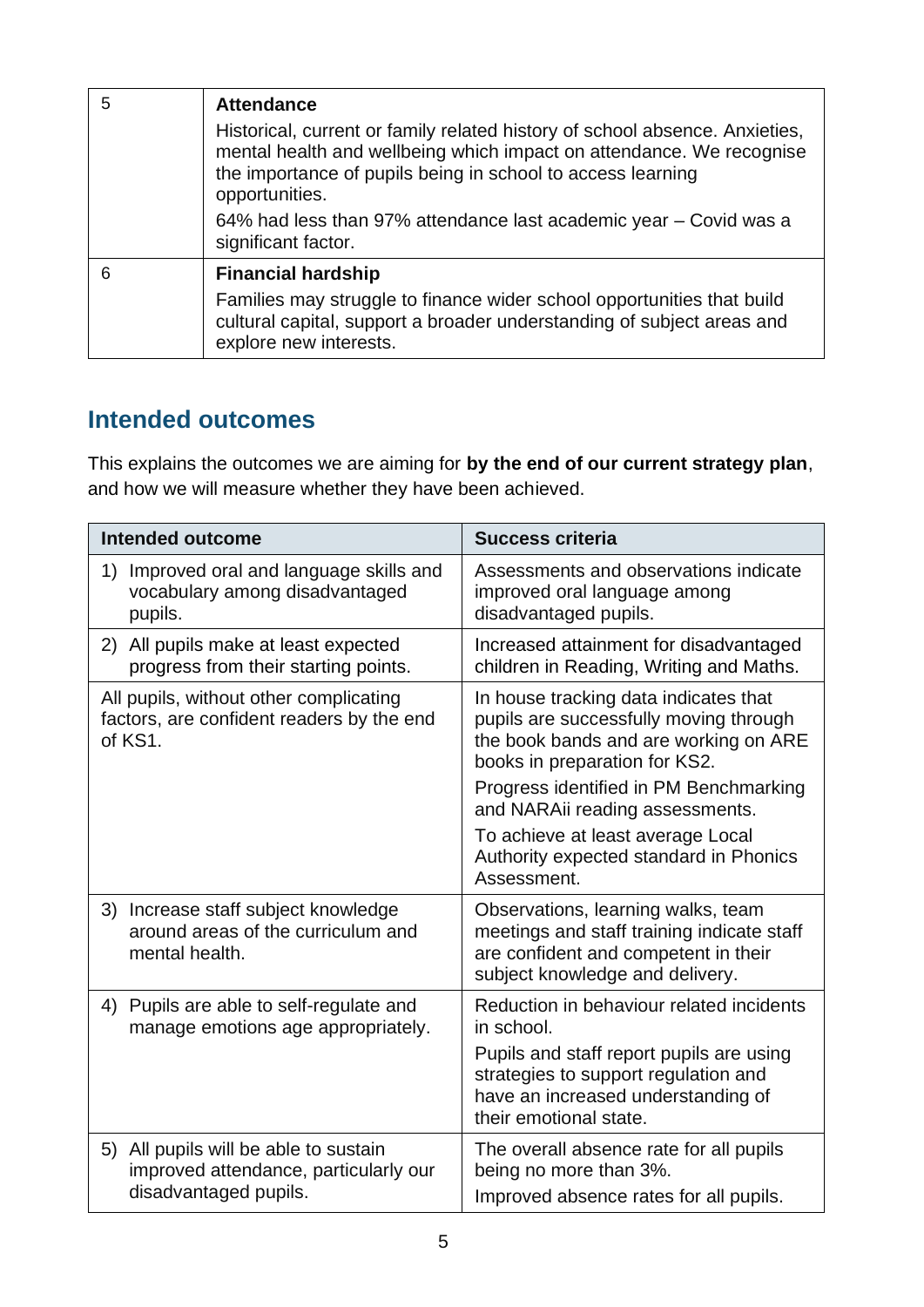| 5 | **Attendance**<br><br>Historical, current or family related history of school absence. Anxieties, mental health and wellbeing which impact on attendance. We recognise the importance of pupils being in school to access learning opportunities.<br><br>64% had less than 97% attendance last academic year – Covid was a significant factor. |
|---|---|
| 6 | **Financial hardship**<br><br>Families may struggle to finance wider school opportunities that build cultural capital, support a broader understanding of subject areas and explore new interests. |

## Intended outcomes

This explains the outcomes we are aiming for **by the end of our current strategy plan**, and how we will measure whether they have been achieved.

| Intended outcome | Success criteria |
|---|---|
| 1) Improved oral and language skills and vocabulary among disadvantaged pupils. | Assessments and observations indicate improved oral language among disadvantaged pupils. |
| 2) All pupils make at least expected progress from their starting points. | Increased attainment for disadvantaged children in Reading, Writing and Maths. |
| All pupils, without other complicating factors, are confident readers by the end of KS1. | In house tracking data indicates that pupils are successfully moving through the book bands and are working on ARE books in preparation for KS2.<br><br>Progress identified in PM Benchmarking and NARAii reading assessments.<br><br>To achieve at least average Local Authority expected standard in Phonics Assessment. |
| 3) Increase staff subject knowledge around areas of the curriculum and mental health. | Observations, learning walks, team meetings and staff training indicate staff are confident and competent in their subject knowledge and delivery. |
| 4) Pupils are able to self-regulate and manage emotions age appropriately. | Reduction in behaviour related incidents in school.<br><br>Pupils and staff report pupils are using strategies to support regulation and have an increased understanding of their emotional state. |
| 5) All pupils will be able to sustain improved attendance, particularly our disadvantaged pupils. | The overall absence rate for all pupils being no more than 3%.<br><br>Improved absence rates for all pupils. |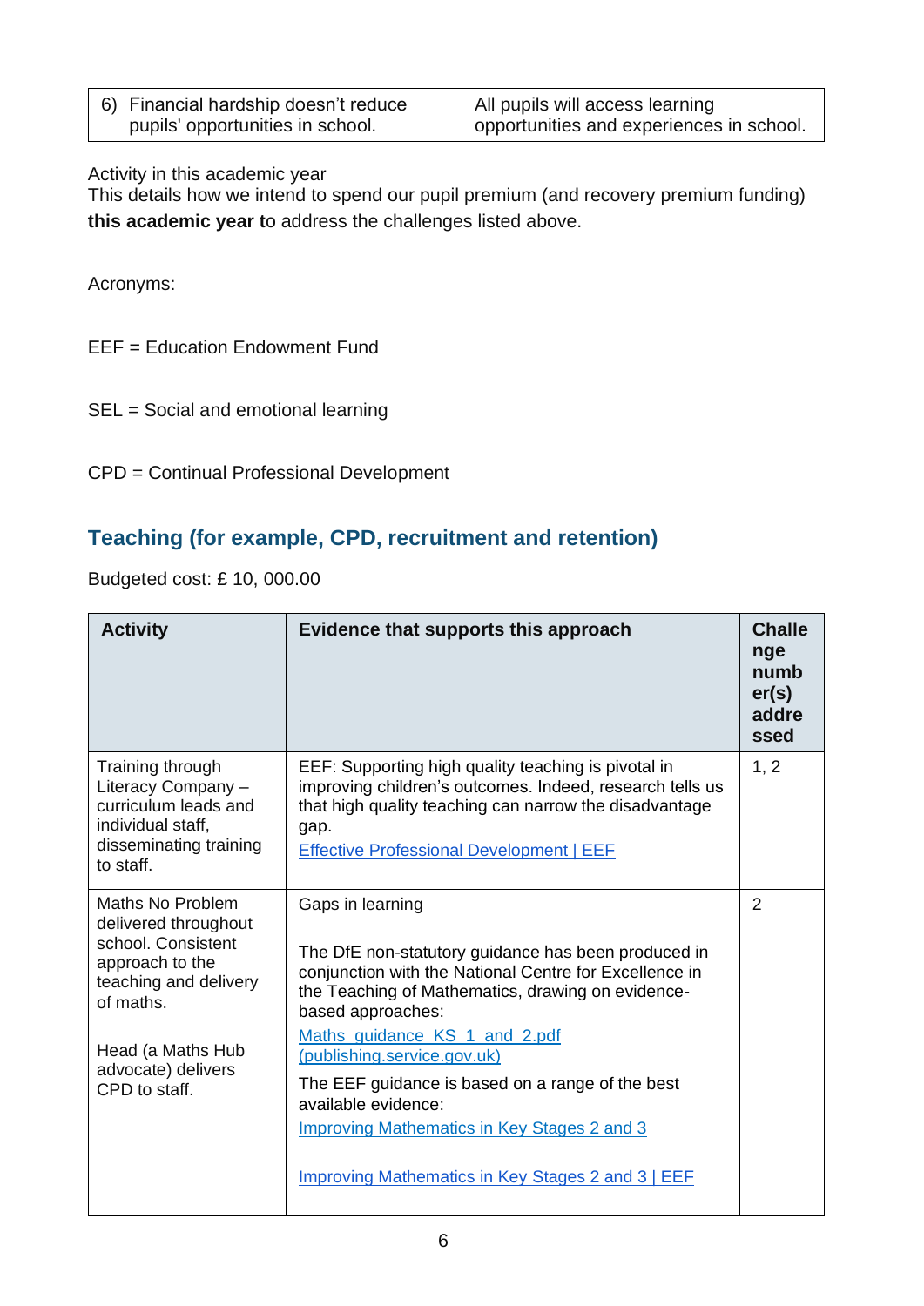| 6) Financial hardship doesn't reduce pupils' opportunities in school. | All pupils will access learning opportunities and experiences in school. |
|---|---|

Activity in this academic year

This details how we intend to spend our pupil premium (and recovery premium funding) **this academic year t**o address the challenges listed above.

Acronyms:

EEF = Education Endowment Fund

SEL = Social and emotional learning

CPD = Continual Professional Development

## Teaching (for example, CPD, recruitment and retention)

Budgeted cost: £ 10, 000.00

| Activity | Evidence that supports this approach | Challenge number(s) addressed |
|---|---|---|
| Training through Literacy Company – curriculum leads and individual staff, disseminating training to staff. | EEF: Supporting high quality teaching is pivotal in improving children's outcomes. Indeed, research tells us that high quality teaching can narrow the disadvantage gap.<br>Effective Professional Development \| EEF | 1, 2 |
| Maths No Problem delivered throughout school. Consistent approach to the teaching and delivery of maths.<br><br>Head (a Maths Hub advocate) delivers CPD to staff. | Gaps in learning<br><br>The DfE non-statutory guidance has been produced in conjunction with the National Centre for Excellence in the Teaching of Mathematics, drawing on evidence-based approaches:<br>Maths_guidance_KS_1_and_2.pdf (publishing.service.gov.uk)<br>The EEF guidance is based on a range of the best available evidence:<br>Improving Mathematics in Key Stages 2 and 3<br><br>Improving Mathematics in Key Stages 2 and 3 \| EEF | 2 |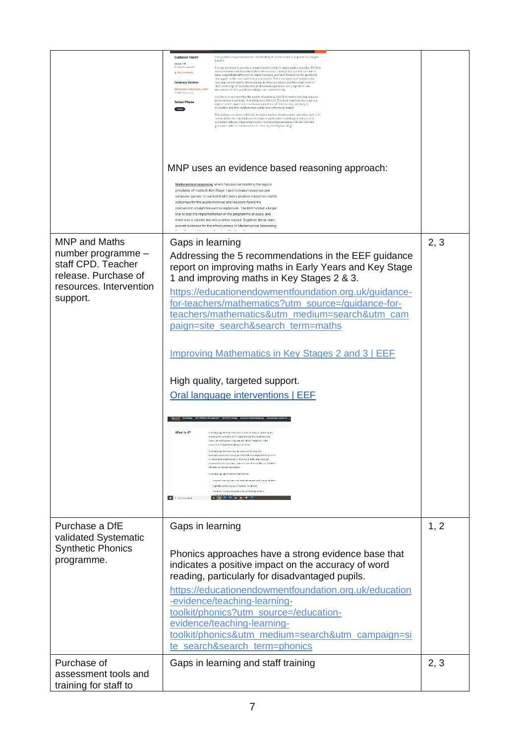| | | |
|---|---|---|
| | MNP uses an evidence based reasoning approach: | |
| MNP and Maths number programme – staff CPD. Teacher release. Purchase of resources. Intervention support. | Gaps in learning<br>Addressing the 5 recommendations in the EEF guidance report on improving maths in Early Years and Key Stage 1 and improving maths in Key Stages 2 & 3.<br>https://educationendowmentfoundation.org.uk/guidance-for-teachers/mathematics?utm_source=/guidance-for-teachers/mathematics&utm_medium=search&utm_campaign=site_search&search_term=maths<br><br>Improving Mathematics in Key Stages 2 and 3 \| EEF<br><br>High quality, targeted support.<br>Oral language interventions \| EEF | 2, 3 |
| Purchase a DfE validated Systematic Synthetic Phonics programme. | Gaps in learning<br><br>Phonics approaches have a strong evidence base that indicates a positive impact on the accuracy of word reading, particularly for disadvantaged pupils.<br>https://educationendowmentfoundation.org.uk/education-evidence/teaching-learning-toolkit/phonics?utm_source=/education-evidence/teaching-learning-toolkit/phonics&utm_medium=search&utm_campaign=site_search&search_term=phonics | 1, 2 |
| Purchase of assessment tools and training for staff to | Gaps in learning and staff training | 2, 3 |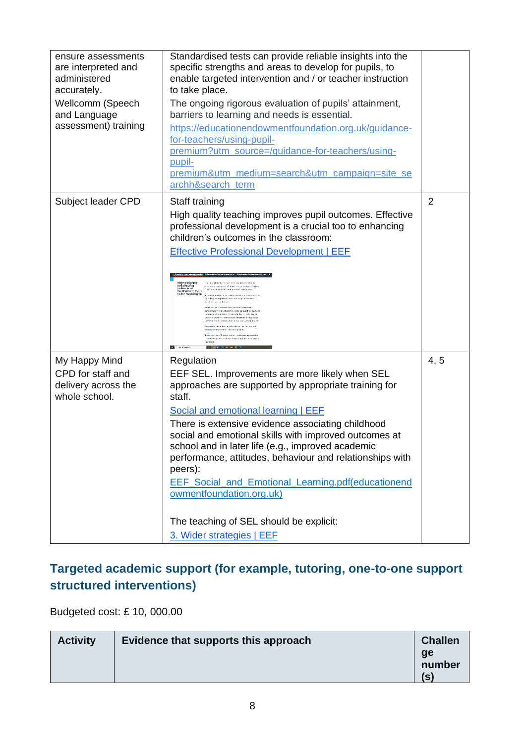| | | |
|---|---|---|
| ensure assessments are interpreted and administered accurately.<br>Wellcomm (Speech and Language assessment) training | Standardised tests can provide reliable insights into the specific strengths and areas to develop for pupils, to enable targeted intervention and / or teacher instruction to take place.<br>The ongoing rigorous evaluation of pupils' attainment, barriers to learning and needs is essential.<br>[https://educationendowmentfoundation.org.uk/guidance-for-teachers/using-pupil-premium?utm_source=/guidance-for-teachers/using-pupil-premium&utm_medium=search&utm_campaign=site_searchh&search_term](https://educationendowmentfoundation.org.uk/guidance-for-teachers/using-pupil-premium?utm_source=/guidance-for-teachers/using-pupil-premium&utm_medium=search&utm_campaign=site_searchh&search_term) | |
| Subject leader CPD | Staff training<br>High quality teaching improves pupil outcomes. Effective professional development is a crucial too to enhancing children's outcomes in the classroom:<br>Effective Professional Development \| EEF | 2 |
| My Happy Mind<br>CPD for staff and delivery across the whole school. | Regulation<br>EEF SEL. Improvements are more likely when SEL approaches are supported by appropriate training for staff.<br>Social and emotional learning \| EEF<br>There is extensive evidence associating childhood social and emotional skills with improved outcomes at school and in later life (e.g., improved academic performance, attitudes, behaviour and relationships with peers):<br>EEF_Social_and_Emotional_Learning.pdf(educationendowmentfoundation.org.uk)<br><br>The teaching of SEL should be explicit:<br>3. Wider strategies \| EEF | 4, 5 |

## Targeted academic support (for example, tutoring, one-to-one support structured interventions)

Budgeted cost: £ 10, 000.00

| Activity | Evidence that supports this approach | Challenge number (s) |
|---|---|---|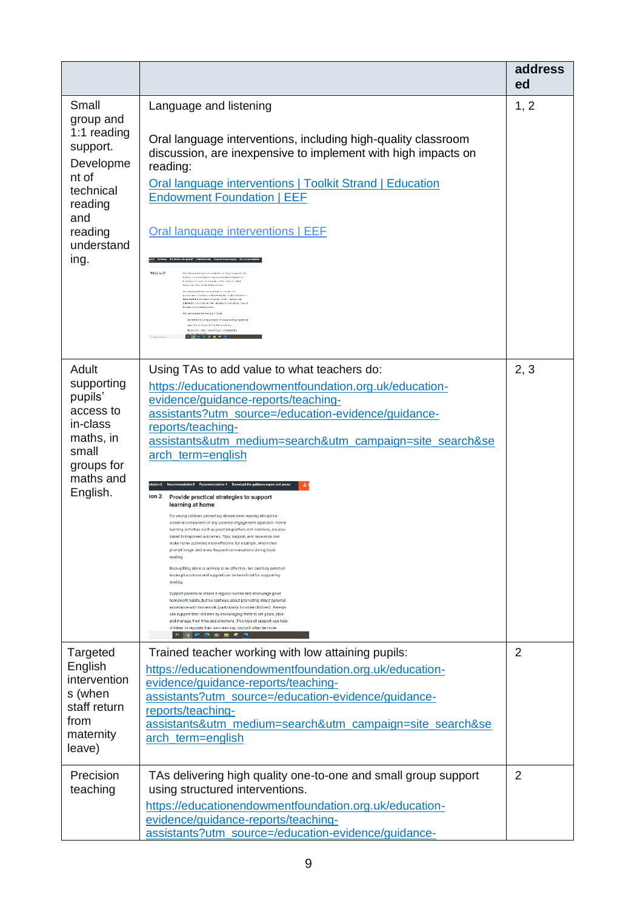| | | address ed |
|---|---|---|
| Small group and 1:1 reading support. Development of technical reading and reading understanding. | Language and listening<br><br>Oral language interventions, including high-quality classroom discussion, are inexpensive to implement with high impacts on reading:<br>Oral language interventions \| Toolkit Strand \| Education Endowment Foundation \| EEF<br><br>Oral language interventions \| EEF | 1, 2 |
| Adult supporting pupils' access to in-class maths, in small groups for maths and English. | Using TAs to add value to what teachers do:<br>https://educationendowmentfoundation.org.uk/education-evidence/guidance-reports/teaching-assistants?utm_source=/education-evidence/guidance-reports/teaching-assistants&utm_medium=search&utm_campaign=site_search&search_term=english | 2, 3 |
| Targeted English interventions (when staff return from maternity leave) | Trained teacher working with low attaining pupils:<br>https://educationendowmentfoundation.org.uk/education-evidence/guidance-reports/teaching-assistants?utm_source=/education-evidence/guidance-reports/teaching-assistants&utm_medium=search&utm_campaign=site_search&search_term=english | 2 |
| Precision teaching | TAs delivering high quality one-to-one and small group support using structured interventions.<br>https://educationendowmentfoundation.org.uk/education-evidence/guidance-reports/teaching-assistants?utm_source=/education-evidence/guidance- | 2 |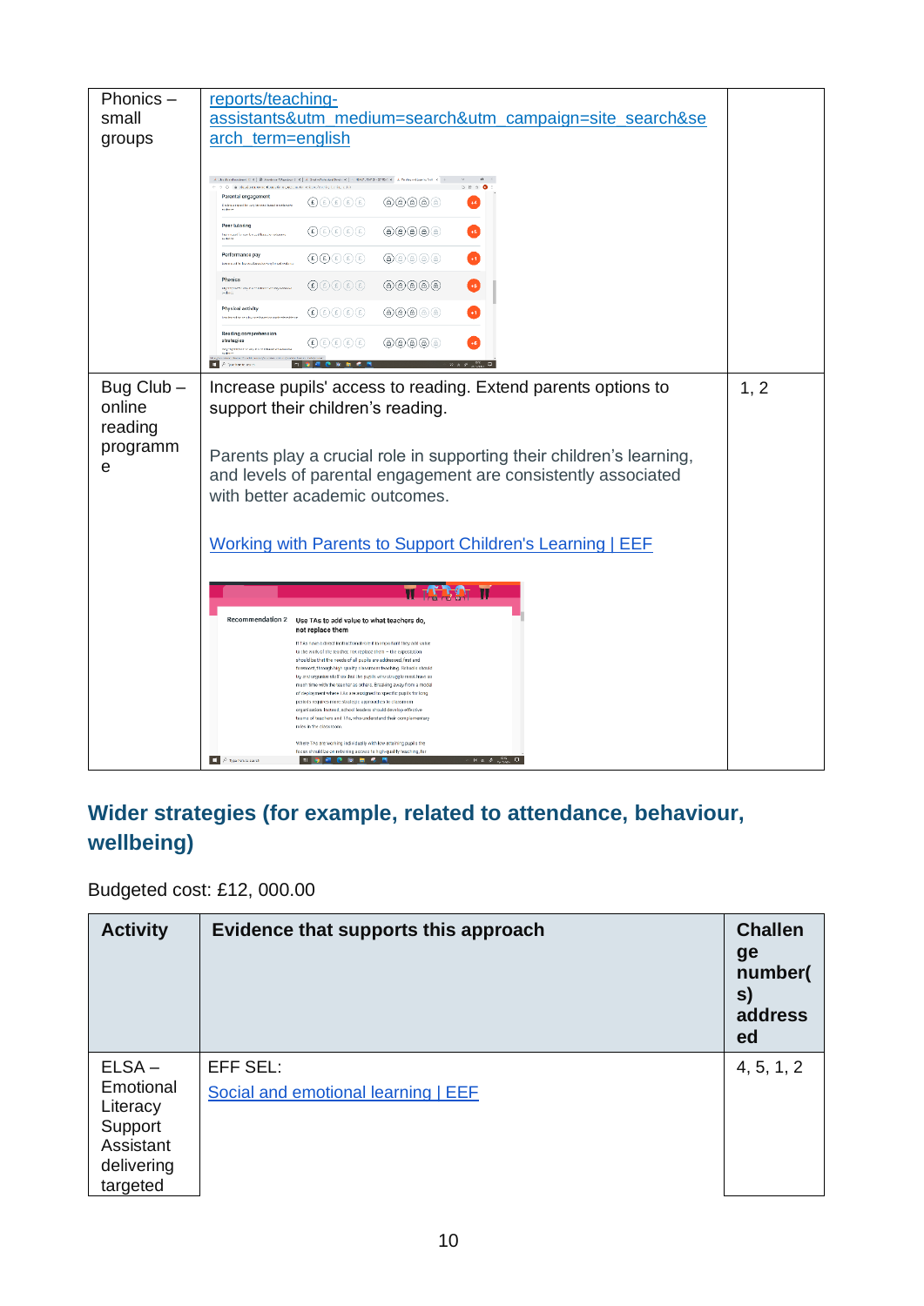| Phonics – small groups | reports/teaching-assistants&utm_medium=search&utm_campaign=site_search&search_term=english | |
|---|---|---|
| Bug Club – online reading programme | Increase pupils' access to reading. Extend parents options to support their children's reading.<br><br>Parents play a crucial role in supporting their children's learning, and levels of parental engagement are consistently associated with better academic outcomes.<br><br>Working with Parents to Support Children's Learning \| EEF | 1, 2 |

## Wider strategies (for example, related to attendance, behaviour, wellbeing)

Budgeted cost: £12, 000.00

| Activity | Evidence that supports this approach | Challenge number(s) addressed |
|---|---|---|
| ELSA – Emotional Literacy Support Assistant delivering targeted | EFF SEL:<br>Social and emotional learning \| EEF | 4, 5, 1, 2 |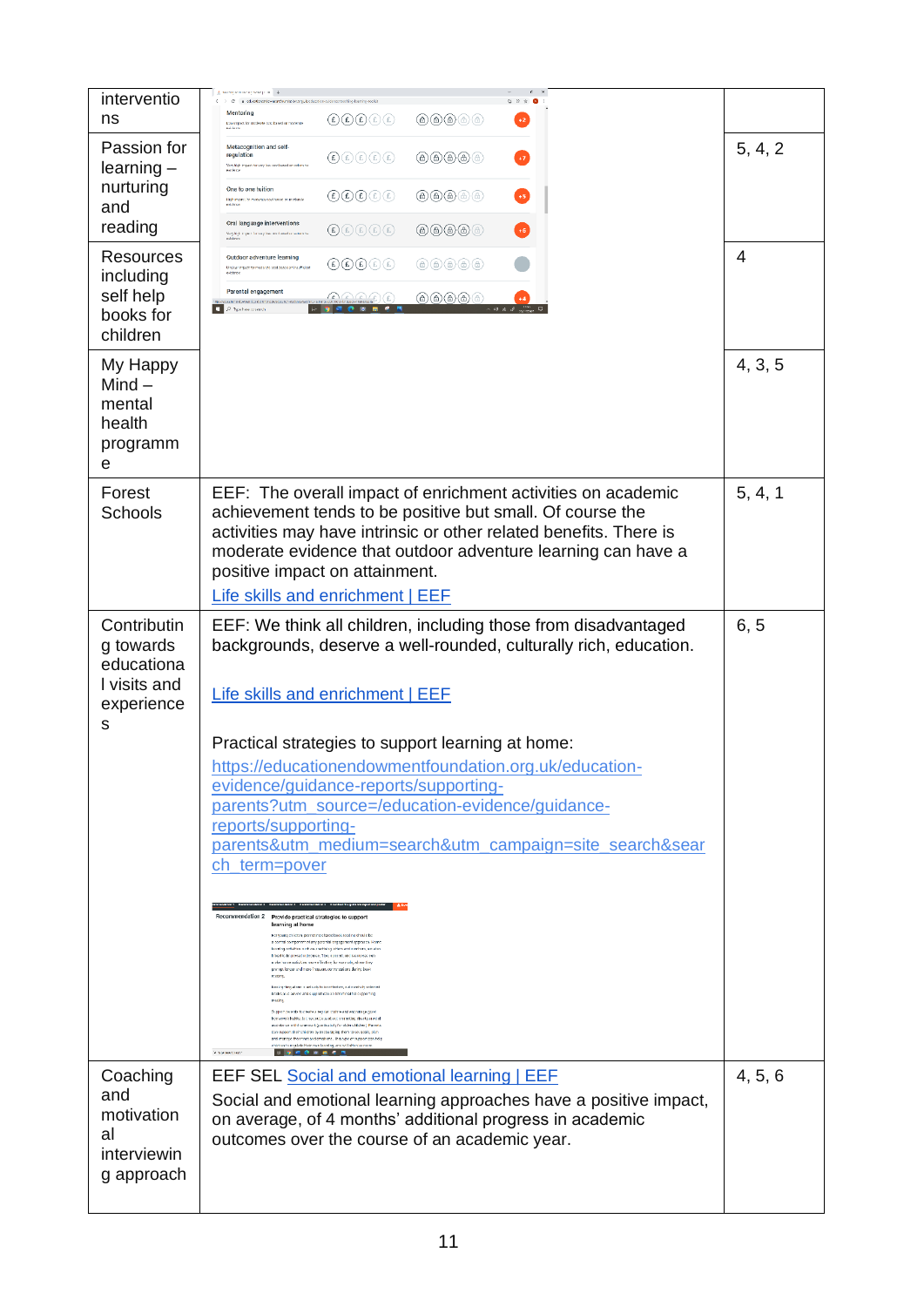| | | |
|---|---|---|
| interventions | | |
| Passion for learning – nurturing and reading | | 5, 4, 2 |
| Resources including self help books for children | | 4 |
| My Happy Mind – mental health programme | | 4, 3, 5 |
| Forest Schools | EEF: The overall impact of enrichment activities on academic achievement tends to be positive but small. Of course the activities may have intrinsic or other related benefits. There is moderate evidence that outdoor adventure learning can have a positive impact on attainment.<br>[Life skills and enrichment \| EEF]() | 5, 4, 1 |
| Contributing towards educational visits and experiences | EEF: We think all children, including those from disadvantaged backgrounds, deserve a well-rounded, culturally rich, education.<br><br>[Life skills and enrichment \| EEF]()<br><br>Practical strategies to support learning at home:<br>https://educationendowmentfoundation.org.uk/education-evidence/guidance-reports/supporting-parents?utm_source=/education-evidence/guidance-reports/supporting-parents&utm_medium=search&utm_campaign=site_search&search_term=pover | 6, 5 |
| Coaching and motivational interviewing approach | EEF SEL [Social and emotional learning \| EEF]()<br>Social and emotional learning approaches have a positive impact, on average, of 4 months' additional progress in academic outcomes over the course of an academic year. | 4, 5, 6 |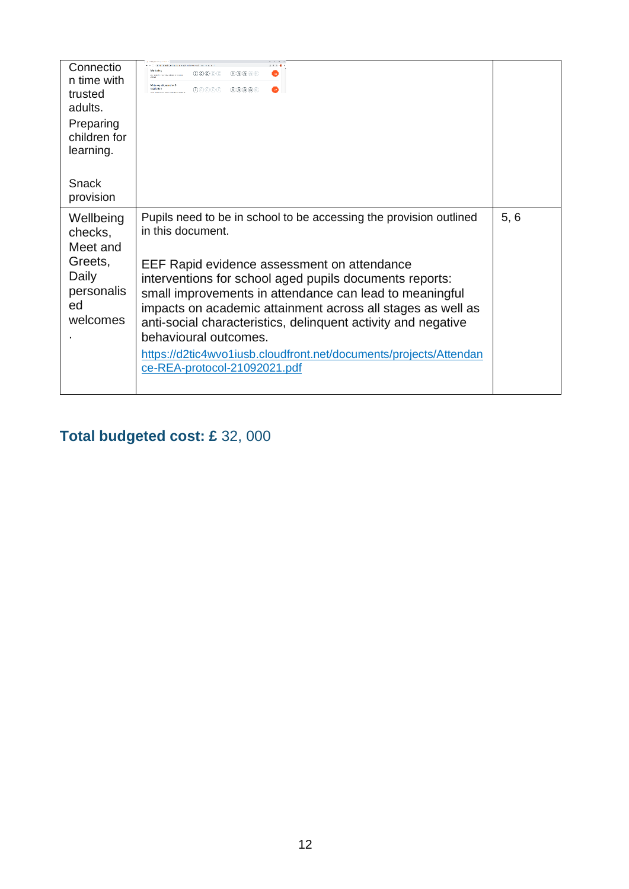| | | |
|---|---|---|
| Connection time with trusted adults. Preparing children for learning. Snack provision | | |
| Wellbeing checks, Meet and Greets, Daily personalised welcomes. | Pupils need to be in school to be accessing the provision outlined in this document. EEF Rapid evidence assessment on attendance interventions for school aged pupils documents reports: small improvements in attendance can lead to meaningful impacts on academic attainment across all stages as well as anti-social characteristics, delinquent activity and negative behavioural outcomes. https://d2tic4wvo1iusb.cloudfront.net/documents/projects/Attendance-REA-protocol-21092021.pdf | 5, 6 |

**Total budgeted cost: £** 32, 000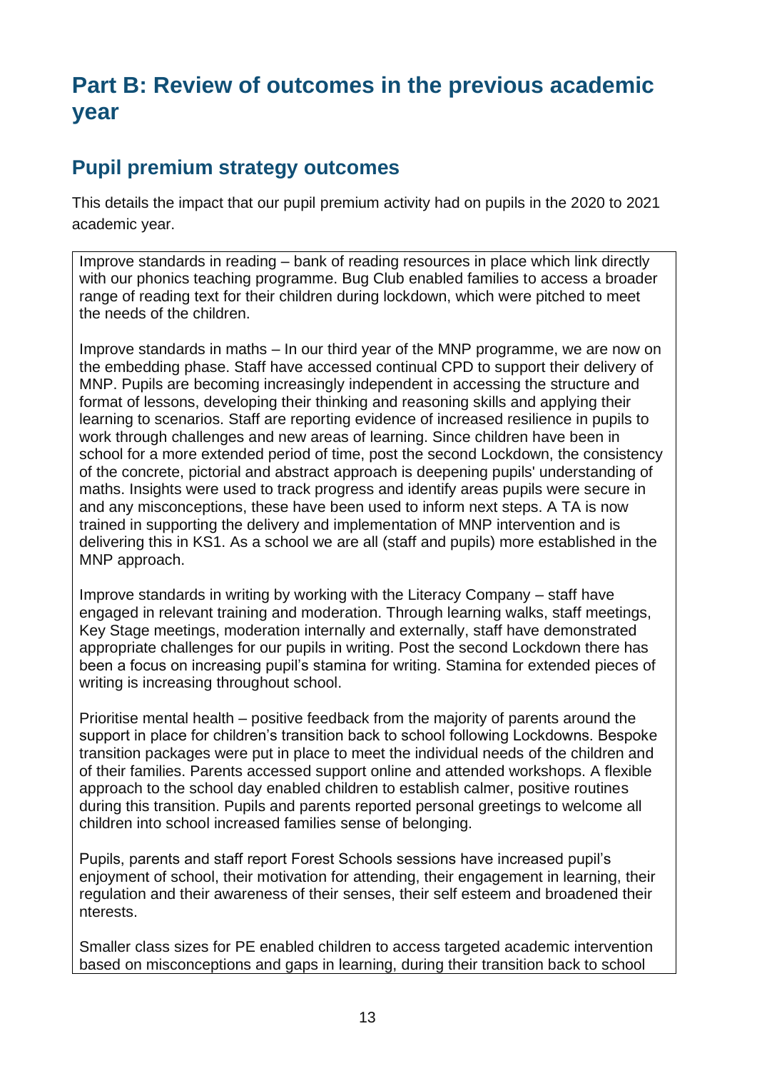# Part B: Review of outcomes in the previous academic year

## Pupil premium strategy outcomes

This details the impact that our pupil premium activity had on pupils in the 2020 to 2021 academic year.

Improve standards in reading – bank of reading resources in place which link directly with our phonics teaching programme. Bug Club enabled families to access a broader range of reading text for their children during lockdown, which were pitched to meet the needs of the children.

Improve standards in maths – In our third year of the MNP programme, we are now on the embedding phase. Staff have accessed continual CPD to support their delivery of MNP. Pupils are becoming increasingly independent in accessing the structure and format of lessons, developing their thinking and reasoning skills and applying their learning to scenarios. Staff are reporting evidence of increased resilience in pupils to work through challenges and new areas of learning. Since children have been in school for a more extended period of time, post the second Lockdown, the consistency of the concrete, pictorial and abstract approach is deepening pupils' understanding of maths. Insights were used to track progress and identify areas pupils were secure in and any misconceptions, these have been used to inform next steps. A TA is now trained in supporting the delivery and implementation of MNP intervention and is delivering this in KS1. As a school we are all (staff and pupils) more established in the MNP approach.

Improve standards in writing by working with the Literacy Company – staff have engaged in relevant training and moderation. Through learning walks, staff meetings, Key Stage meetings, moderation internally and externally, staff have demonstrated appropriate challenges for our pupils in writing. Post the second Lockdown there has been a focus on increasing pupil's stamina for writing. Stamina for extended pieces of writing is increasing throughout school.

Prioritise mental health – positive feedback from the majority of parents around the support in place for children's transition back to school following Lockdowns. Bespoke transition packages were put in place to meet the individual needs of the children and of their families. Parents accessed support online and attended workshops. A flexible approach to the school day enabled children to establish calmer, positive routines during this transition. Pupils and parents reported personal greetings to welcome all children into school increased families sense of belonging.

Pupils, parents and staff report Forest Schools sessions have increased pupil's enjoyment of school, their motivation for attending, their engagement in learning, their regulation and their awareness of their senses, their self esteem and broadened their nterests.

Smaller class sizes for PE enabled children to access targeted academic intervention based on misconceptions and gaps in learning, during their transition back to school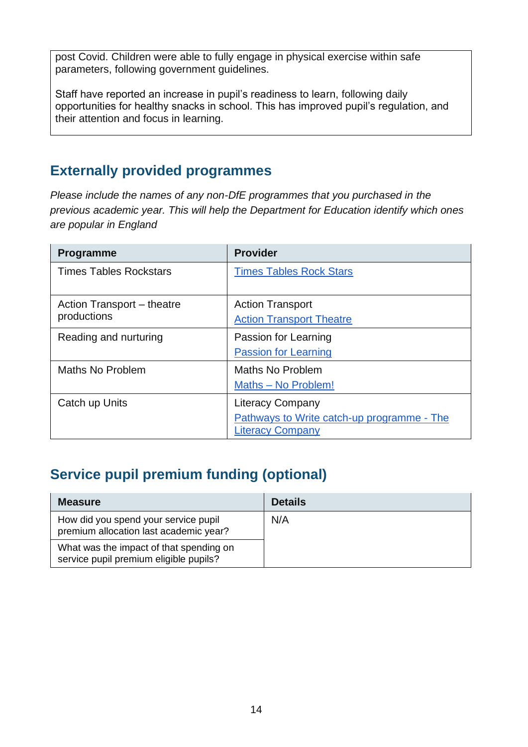| post Covid. Children were able to fully engage in physical exercise within safe parameters, following government guidelines.<br><br>Staff have reported an increase in pupil's readiness to learn, following daily opportunities for healthy snacks in school. This has improved pupil's regulation, and their attention and focus in learning. |
|---|

## Externally provided programmes

*Please include the names of any non-DfE programmes that you purchased in the previous academic year. This will help the Department for Education identify which ones are popular in England*

| Programme | Provider |
|---|---|
| Times Tables Rockstars | Times Tables Rock Stars |
| Action Transport – theatre productions | Action Transport<br>Action Transport Theatre |
| Reading and nurturing | Passion for Learning<br>Passion for Learning |
| Maths No Problem | Maths No Problem<br>Maths – No Problem! |
| Catch up Units | Literacy Company<br>Pathways to Write catch-up programme - The Literacy Company |

## Service pupil premium funding (optional)

| Measure | Details |
|---|---|
| How did you spend your service pupil premium allocation last academic year? | N/A |
| What was the impact of that spending on service pupil premium eligible pupils? | |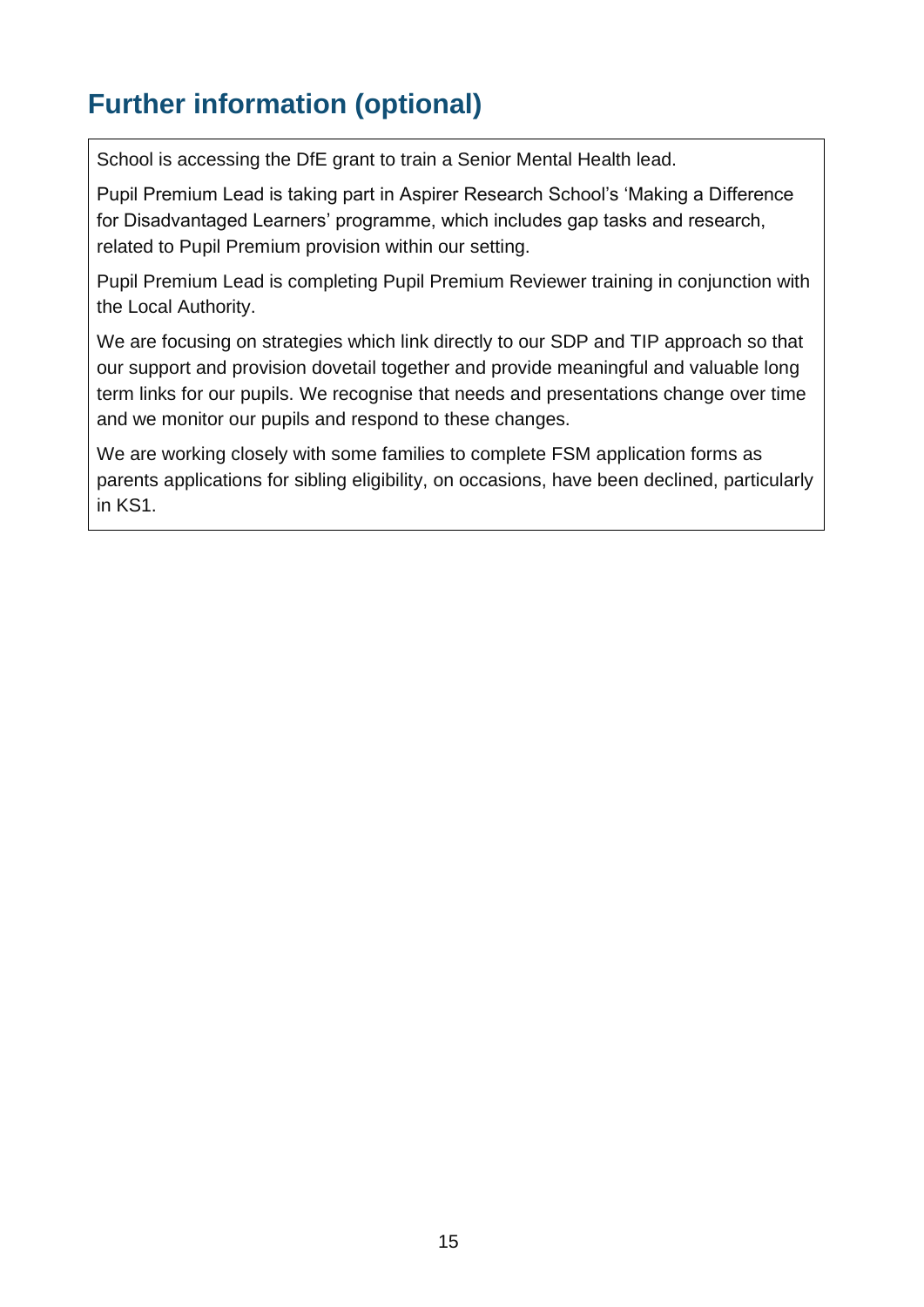## Further information (optional)

School is accessing the DfE grant to train a Senior Mental Health lead.

Pupil Premium Lead is taking part in Aspirer Research School's 'Making a Difference for Disadvantaged Learners' programme, which includes gap tasks and research, related to Pupil Premium provision within our setting.

Pupil Premium Lead is completing Pupil Premium Reviewer training in conjunction with the Local Authority.

We are focusing on strategies which link directly to our SDP and TIP approach so that our support and provision dovetail together and provide meaningful and valuable long term links for our pupils. We recognise that needs and presentations change over time and we monitor our pupils and respond to these changes.

We are working closely with some families to complete FSM application forms as parents applications for sibling eligibility, on occasions, have been declined, particularly in KS1.